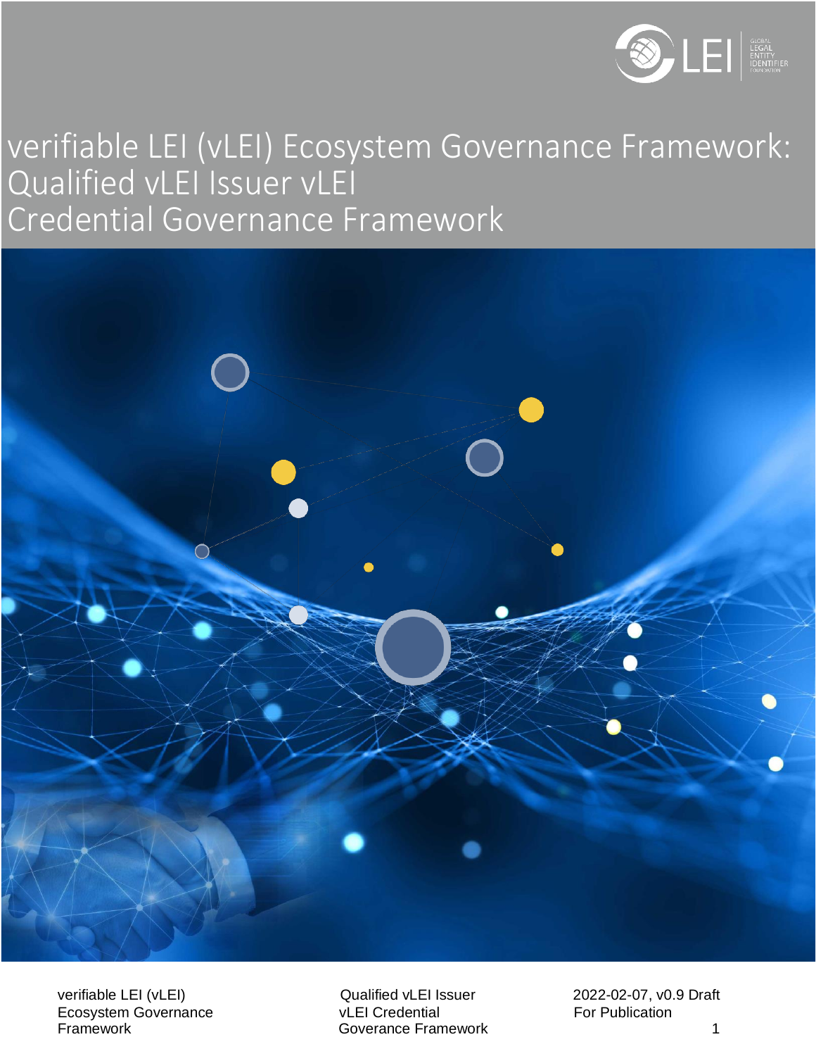# verifiable LEI (vLEI) Ecosystem Governance Framework: Qualified vLEI Issuer vLEI Credential Governance Framework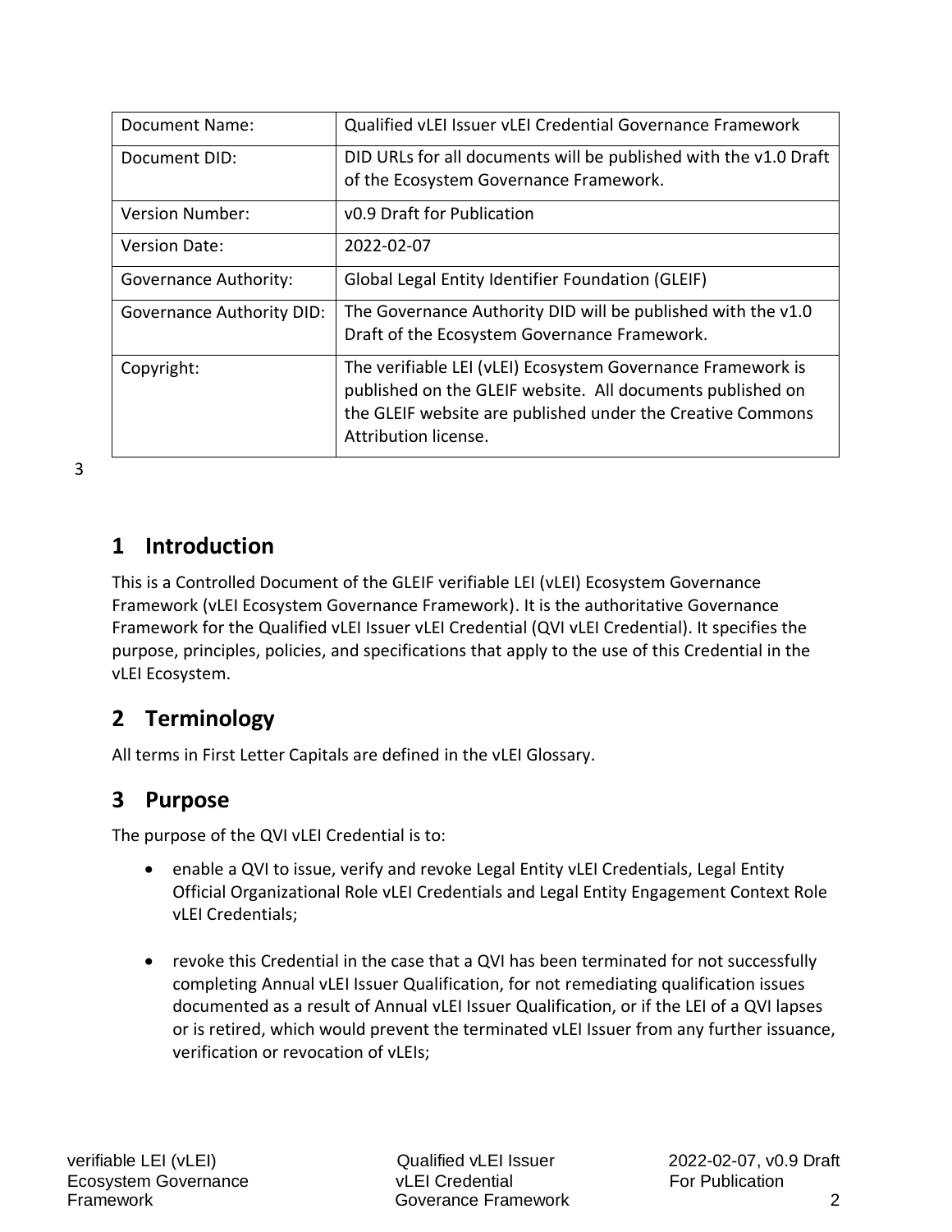| Document Name: | Qualified vLEI Issuer vLEI Credential Governance Framework |
|---|---|
| Document DID: | DID URLs for all documents will be published with the v1.0 Draft of the Ecosystem Governance Framework. |
| Version Number: | v0.9 Draft for Publication |
| Version Date: | 2022-02-07 |
| Governance Authority: | Global Legal Entity Identifier Foundation (GLEIF) |
| Governance Authority DID: | The Governance Authority DID will be published with the v1.0 Draft of the Ecosystem Governance Framework. |
| Copyright: | The verifiable LEI (vLEI) Ecosystem Governance Framework is published on the GLEIF website. All documents published on the GLEIF website are published under the Creative Commons Attribution license. |

3

## 1 Introduction

This is a Controlled Document of the GLEIF verifiable LEI (vLEI) Ecosystem Governance Framework (vLEI Ecosystem Governance Framework). It is the authoritative Governance Framework for the Qualified vLEI Issuer vLEI Credential (QVI vLEI Credential). It specifies the purpose, principles, policies, and specifications that apply to the use of this Credential in the vLEI Ecosystem.

## 2 Terminology

All terms in First Letter Capitals are defined in the vLEI Glossary.

## 3 Purpose

The purpose of the QVI vLEI Credential is to:

- enable a QVI to issue, verify and revoke Legal Entity vLEI Credentials, Legal Entity Official Organizational Role vLEI Credentials and Legal Entity Engagement Context Role vLEI Credentials;

- revoke this Credential in the case that a QVI has been terminated for not successfully completing Annual vLEI Issuer Qualification, for not remediating qualification issues documented as a result of Annual vLEI Issuer Qualification, or if the LEI of a QVI lapses or is retired, which would prevent the terminated vLEI Issuer from any further issuance, verification or revocation of vLEIs;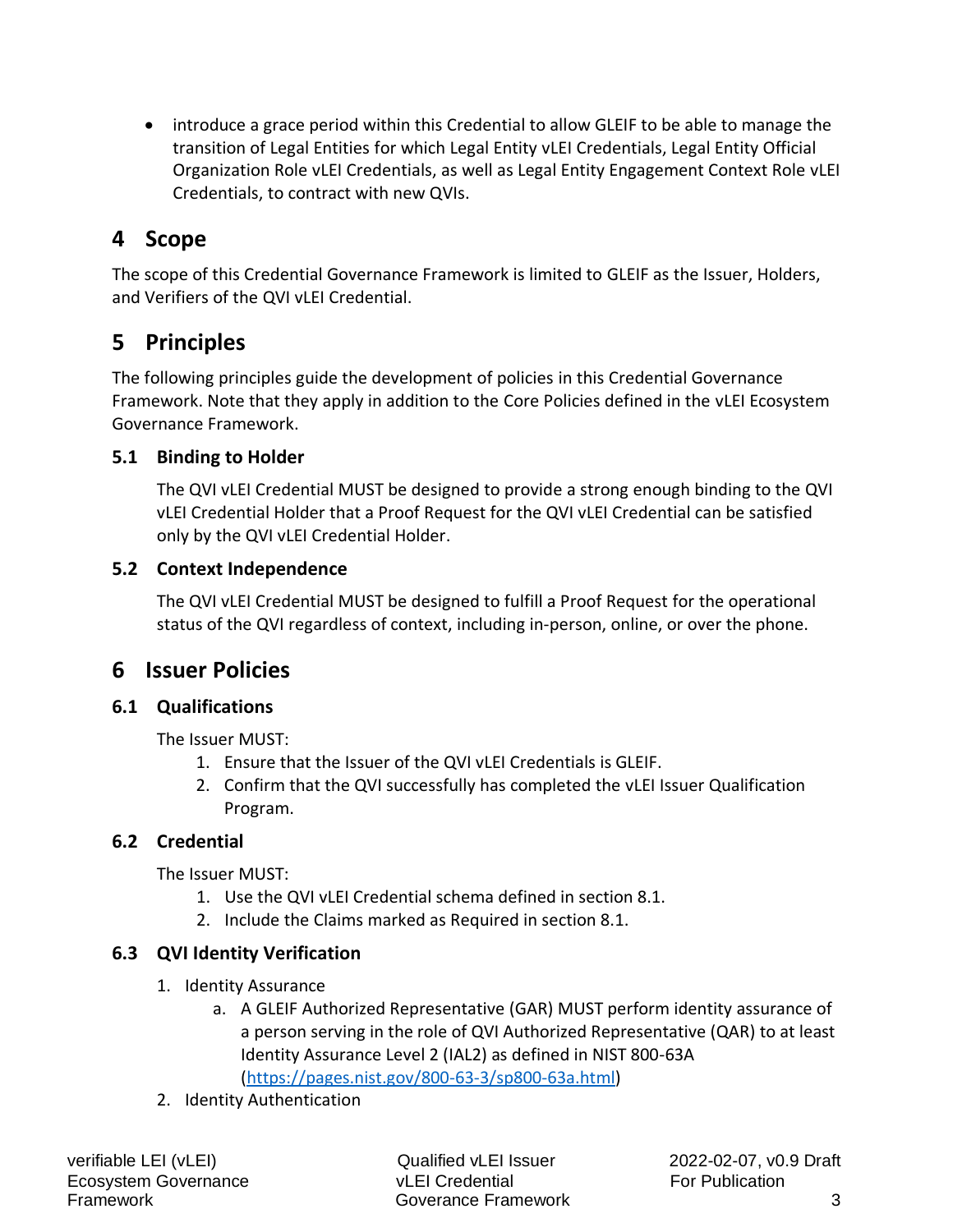- introduce a grace period within this Credential to allow GLEIF to be able to manage the transition of Legal Entities for which Legal Entity vLEI Credentials, Legal Entity Official Organization Role vLEI Credentials, as well as Legal Entity Engagement Context Role vLEI Credentials, to contract with new QVIs.

# 4 Scope

The scope of this Credential Governance Framework is limited to GLEIF as the Issuer, Holders, and Verifiers of the QVI vLEI Credential.

# 5 Principles

The following principles guide the development of policies in this Credential Governance Framework. Note that they apply in addition to the Core Policies defined in the vLEI Ecosystem Governance Framework.

## 5.1 Binding to Holder

The QVI vLEI Credential MUST be designed to provide a strong enough binding to the QVI vLEI Credential Holder that a Proof Request for the QVI vLEI Credential can be satisfied only by the QVI vLEI Credential Holder.

## 5.2 Context Independence

The QVI vLEI Credential MUST be designed to fulfill a Proof Request for the operational status of the QVI regardless of context, including in-person, online, or over the phone.

# 6 Issuer Policies

## 6.1 Qualifications

The Issuer MUST:

1. Ensure that the Issuer of the QVI vLEI Credentials is GLEIF.
2. Confirm that the QVI successfully has completed the vLEI Issuer Qualification Program.

## 6.2 Credential

The Issuer MUST:

1. Use the QVI vLEI Credential schema defined in section 8.1.
2. Include the Claims marked as Required in section 8.1.

## 6.3 QVI Identity Verification

1. Identity Assurance
   a. A GLEIF Authorized Representative (GAR) MUST perform identity assurance of a person serving in the role of QVI Authorized Representative (QAR) to at least Identity Assurance Level 2 (IAL2) as defined in NIST 800-63A (https://pages.nist.gov/800-63-3/sp800-63a.html)
2. Identity Authentication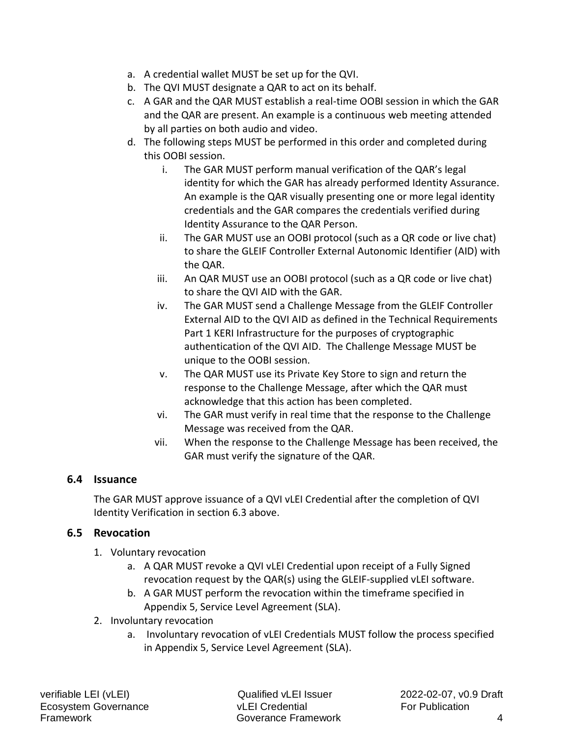a. A credential wallet MUST be set up for the QVI.
b. The QVI MUST designate a QAR to act on its behalf.
c. A GAR and the QAR MUST establish a real-time OOBI session in which the GAR and the QAR are present. An example is a continuous web meeting attended by all parties on both audio and video.
d. The following steps MUST be performed in this order and completed during this OOBI session.
    i. The GAR MUST perform manual verification of the QAR's legal identity for which the GAR has already performed Identity Assurance. An example is the QAR visually presenting one or more legal identity credentials and the GAR compares the credentials verified during Identity Assurance to the QAR Person.
    ii. The GAR MUST use an OOBI protocol (such as a QR code or live chat) to share the GLEIF Controller External Autonomic Identifier (AID) with the QAR.
    iii. An QAR MUST use an OOBI protocol (such as a QR code or live chat) to share the QVI AID with the GAR.
    iv. The GAR MUST send a Challenge Message from the GLEIF Controller External AID to the QVI AID as defined in the Technical Requirements Part 1 KERI Infrastructure for the purposes of cryptographic authentication of the QVI AID. The Challenge Message MUST be unique to the OOBI session.
    v. The QAR MUST use its Private Key Store to sign and return the response to the Challenge Message, after which the QAR must acknowledge that this action has been completed.
    vi. The GAR must verify in real time that the response to the Challenge Message was received from the QAR.
    vii. When the response to the Challenge Message has been received, the GAR must verify the signature of the QAR.

### 6.4 Issuance

The GAR MUST approve issuance of a QVI vLEI Credential after the completion of QVI Identity Verification in section 6.3 above.

### 6.5 Revocation

1. Voluntary revocation
    a. A QAR MUST revoke a QVI vLEI Credential upon receipt of a Fully Signed revocation request by the QAR(s) using the GLEIF-supplied vLEI software.
    b. A GAR MUST perform the revocation within the timeframe specified in Appendix 5, Service Level Agreement (SLA).
2. Involuntary revocation
    a. Involuntary revocation of vLEI Credentials MUST follow the process specified in Appendix 5, Service Level Agreement (SLA).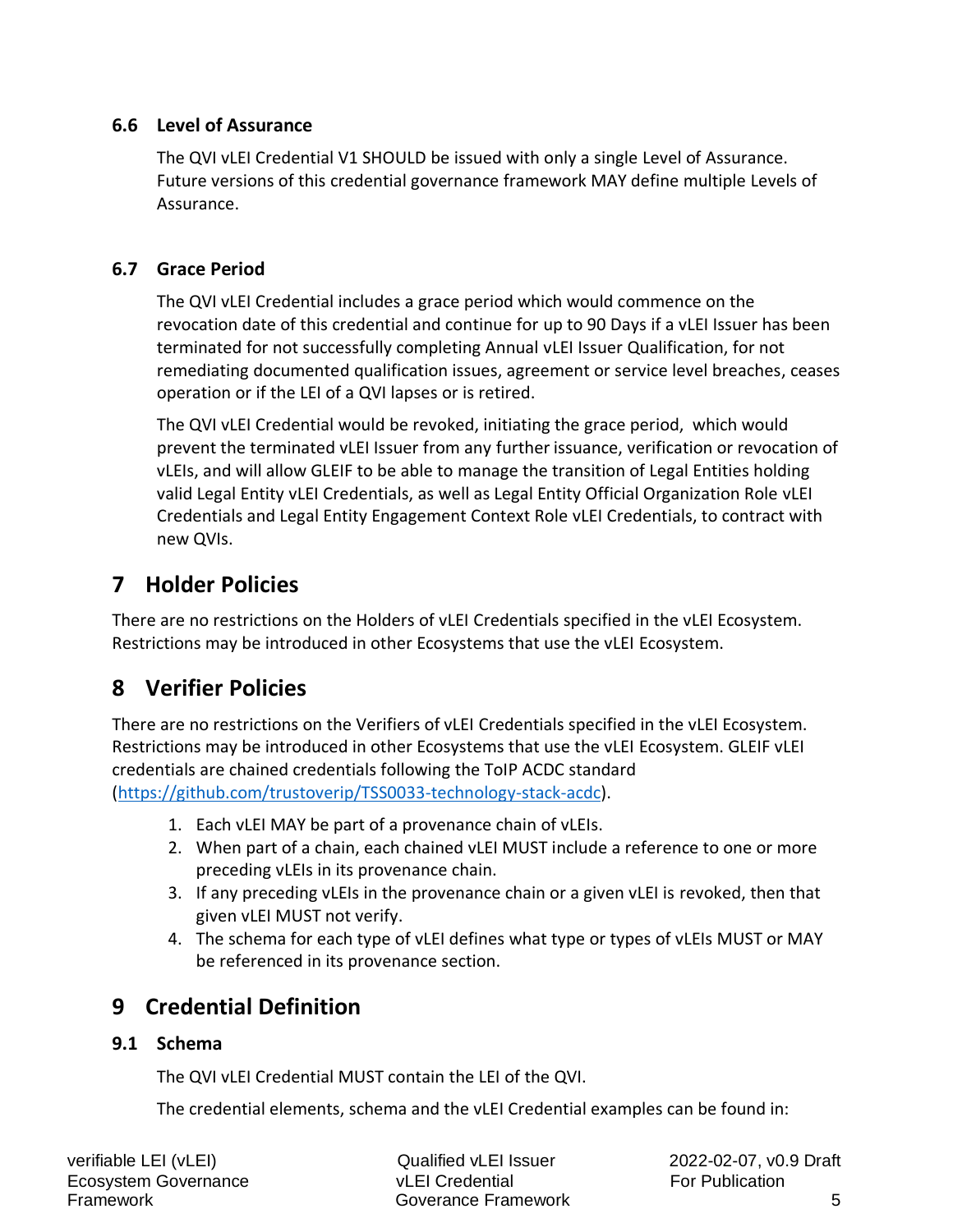### 6.6 Level of Assurance

The QVI vLEI Credential V1 SHOULD be issued with only a single Level of Assurance. Future versions of this credential governance framework MAY define multiple Levels of Assurance.

### 6.7 Grace Period

The QVI vLEI Credential includes a grace period which would commence on the revocation date of this credential and continue for up to 90 Days if a vLEI Issuer has been terminated for not successfully completing Annual vLEI Issuer Qualification, for not remediating documented qualification issues, agreement or service level breaches, ceases operation or if the LEI of a QVI lapses or is retired.

The QVI vLEI Credential would be revoked, initiating the grace period, which would prevent the terminated vLEI Issuer from any further issuance, verification or revocation of vLEIs, and will allow GLEIF to be able to manage the transition of Legal Entities holding valid Legal Entity vLEI Credentials, as well as Legal Entity Official Organization Role vLEI Credentials and Legal Entity Engagement Context Role vLEI Credentials, to contract with new QVIs.

## 7 Holder Policies

There are no restrictions on the Holders of vLEI Credentials specified in the vLEI Ecosystem. Restrictions may be introduced in other Ecosystems that use the vLEI Ecosystem.

## 8 Verifier Policies

There are no restrictions on the Verifiers of vLEI Credentials specified in the vLEI Ecosystem. Restrictions may be introduced in other Ecosystems that use the vLEI Ecosystem. GLEIF vLEI credentials are chained credentials following the ToIP ACDC standard (https://github.com/trustoverip/TSS0033-technology-stack-acdc).

1. Each vLEI MAY be part of a provenance chain of vLEIs.
2. When part of a chain, each chained vLEI MUST include a reference to one or more preceding vLEIs in its provenance chain.
3. If any preceding vLEIs in the provenance chain or a given vLEI is revoked, then that given vLEI MUST not verify.
4. The schema for each type of vLEI defines what type or types of vLEIs MUST or MAY be referenced in its provenance section.

## 9 Credential Definition

### 9.1 Schema

The QVI vLEI Credential MUST contain the LEI of the QVI.

The credential elements, schema and the vLEI Credential examples can be found in: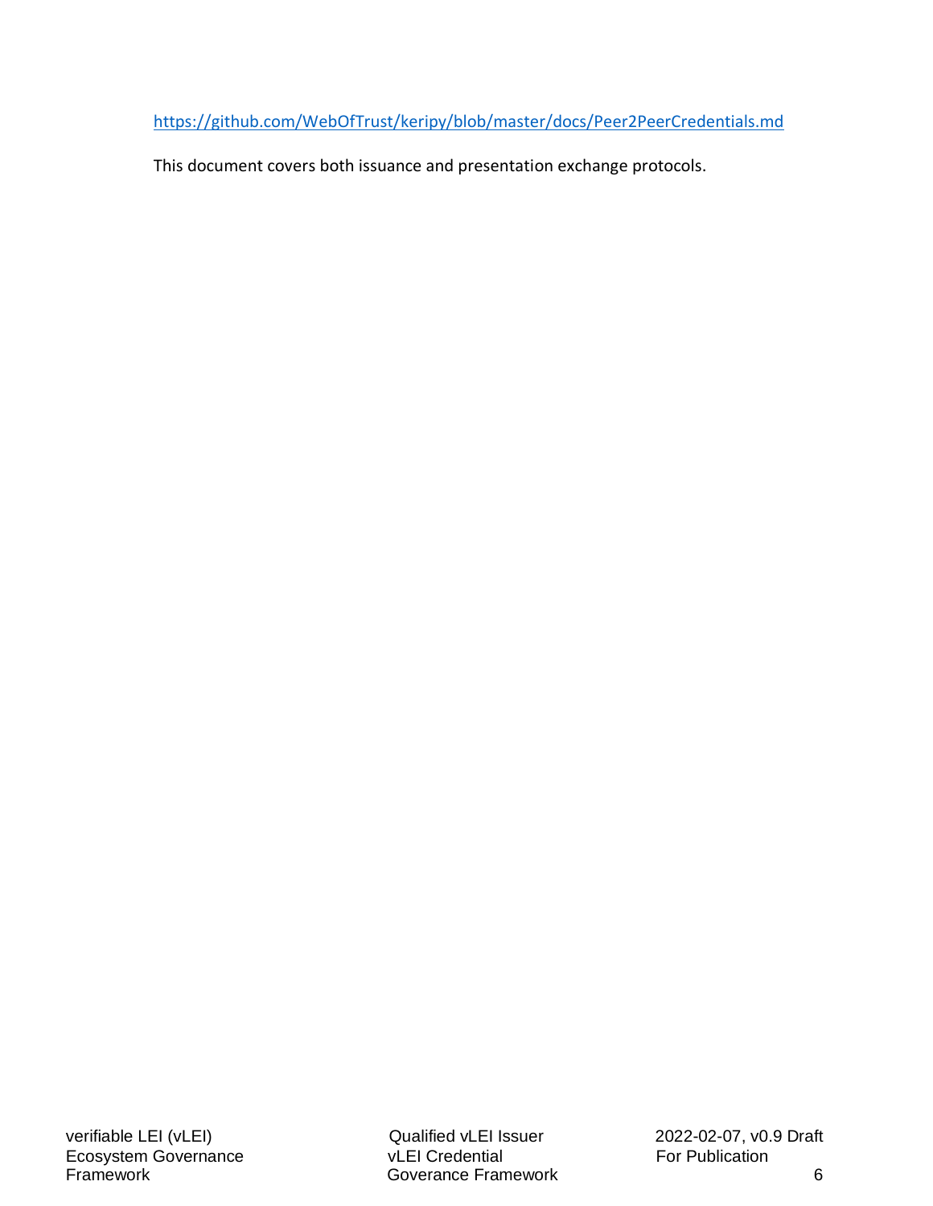https://github.com/WebOfTrust/keripy/blob/master/docs/Peer2PeerCredentials.md

This document covers both issuance and presentation exchange protocols.